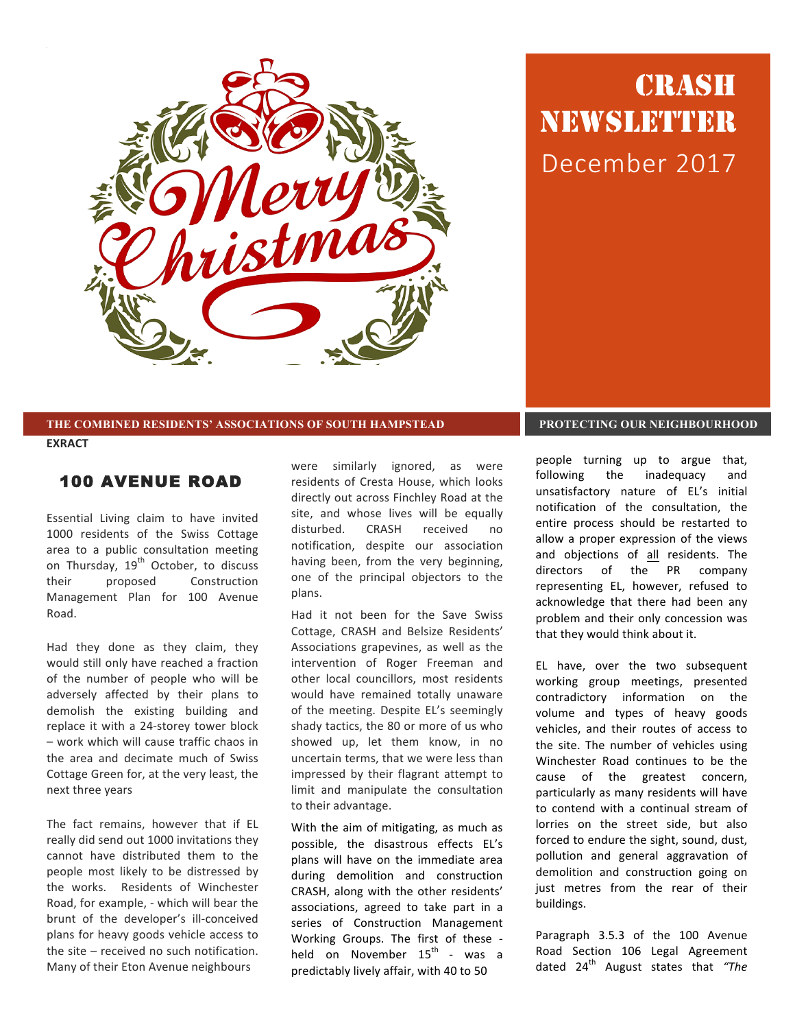# CRASH NEWSLETTER

December 2017

**THE COMBINED RESIDENTS' ASSOCIATIONS OF SOUTH HAMPSTEAD** — **PROTECTING OUR NEIGHBOURHOOD**

**EXRACT**

## 100 AVENUE ROAD

Essential Living claim to have invited 1000 residents of the Swiss Cottage area to a public consultation meeting on Thursday, 19th October, to discuss their proposed Construction Management Plan for 100 Avenue Road.

Had they done as they claim, they would still only have reached a fraction of the number of people who will be adversely affected by their plans to demolish the existing building and replace it with a 24-storey tower block – work which will cause traffic chaos in the area and decimate much of Swiss Cottage Green for, at the very least, the next three years

The fact remains, however that if EL really did send out 1000 invitations they cannot have distributed them to the people most likely to be distressed by the works. Residents of Winchester Road, for example, - which will bear the brunt of the developer's ill-conceived plans for heavy goods vehicle access to the site – received no such notification. Many of their Eton Avenue neighbours were similarly ignored, as were residents of Cresta House, which looks directly out across Finchley Road at the site, and whose lives will be equally disturbed. CRASH received no notification, despite our association having been, from the very beginning, one of the principal objectors to the plans.

Had it not been for the Save Swiss Cottage, CRASH and Belsize Residents' Associations grapevines, as well as the intervention of Roger Freeman and other local councillors, most residents would have remained totally unaware of the meeting. Despite EL's seemingly shady tactics, the 80 or more of us who showed up, let them know, in no uncertain terms, that we were less than impressed by their flagrant attempt to limit and manipulate the consultation to their advantage.

With the aim of mitigating, as much as possible, the disastrous effects EL's plans will have on the immediate area during demolition and construction CRASH, along with the other residents' associations, agreed to take part in a series of Construction Management Working Groups. The first of these - held on November 15th - was a predictably lively affair, with 40 to 50 people turning up to argue that, following the inadequacy and unsatisfactory nature of EL's initial notification of the consultation, the entire process should be restarted to allow a proper expression of the views and objections of all residents. The directors of the PR company representing EL, however, refused to acknowledge that there had been any problem and their only concession was that they would think about it.

EL have, over the two subsequent working group meetings, presented contradictory information on the volume and types of heavy goods vehicles, and their routes of access to the site. The number of vehicles using Winchester Road continues to be the cause of the greatest concern, particularly as many residents will have to contend with a continual stream of lorries on the street side, but also forced to endure the sight, sound, dust, pollution and general aggravation of demolition and construction going on just metres from the rear of their buildings.

Paragraph 3.5.3 of the 100 Avenue Road Section 106 Legal Agreement dated 24th August states that *"The*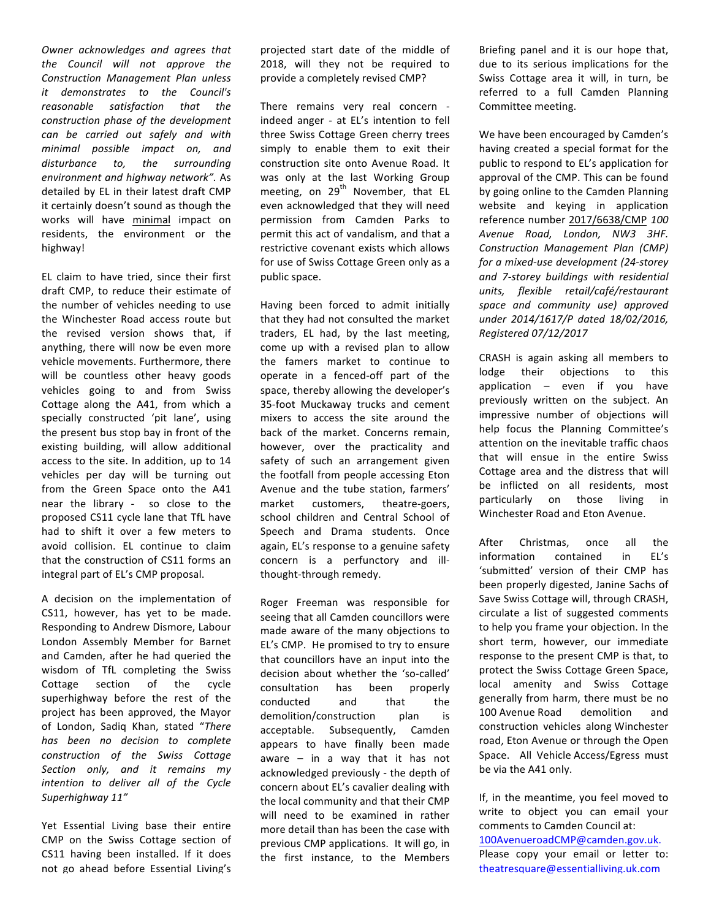*Owner acknowledges and agrees that the Council will not approve the Construction Management Plan unless it demonstrates to the Council's reasonable satisfaction that the construction phase of the development can be carried out safely and with minimal possible impact on, and disturbance to, the surrounding environment and highway network".* As detailed by EL in their latest draft CMP it certainly doesn't sound as though the works will have minimal impact on residents, the environment or the highway!

EL claim to have tried, since their first draft CMP, to reduce their estimate of the number of vehicles needing to use the Winchester Road access route but the revised version shows that, if anything, there will now be even more vehicle movements. Furthermore, there will be countless other heavy goods vehicles going to and from Swiss Cottage along the A41, from which a specially constructed 'pit lane', using the present bus stop bay in front of the existing building, will allow additional access to the site. In addition, up to 14 vehicles per day will be turning out from the Green Space onto the A41 near the library - so close to the proposed CS11 cycle lane that TfL have had to shift it over a few meters to avoid collision. EL continue to claim that the construction of CS11 forms an integral part of EL's CMP proposal.

A decision on the implementation of CS11, however, has yet to be made. Responding to Andrew Dismore, Labour London Assembly Member for Barnet and Camden, after he had queried the wisdom of TfL completing the Swiss Cottage section of the cycle superhighway before the rest of the project has been approved, the Mayor of London, Sadiq Khan, stated "*There has been no decision to complete construction of the Swiss Cottage Section only, and it remains my intention to deliver all of the Cycle Superhighway 11"*

Yet Essential Living base their entire CMP on the Swiss Cottage section of CS11 having been installed. If it does not go ahead before Essential Living's projected start date of the middle of 2018, will they not be required to provide a completely revised CMP?

There remains very real concern - indeed anger - at EL's intention to fell three Swiss Cottage Green cherry trees simply to enable them to exit their construction site onto Avenue Road. It was only at the last Working Group meeting, on 29th November, that EL even acknowledged that they will need permission from Camden Parks to permit this act of vandalism, and that a restrictive covenant exists which allows for use of Swiss Cottage Green only as a public space.

Having been forced to admit initially that they had not consulted the market traders, EL had, by the last meeting, come up with a revised plan to allow the famers market to continue to operate in a fenced-off part of the space, thereby allowing the developer's 35-foot Muckaway trucks and cement mixers to access the site around the back of the market. Concerns remain, however, over the practicality and safety of such an arrangement given the footfall from people accessing Eton Avenue and the tube station, farmers' market customers, theatre-goers, school children and Central School of Speech and Drama students. Once again, EL's response to a genuine safety concern is a perfunctory and ill-thought-through remedy.

Roger Freeman was responsible for seeing that all Camden councillors were made aware of the many objections to EL's CMP. He promised to try to ensure that councillors have an input into the decision about whether the 'so-called' consultation has been properly conducted and that the demolition/construction plan is acceptable. Subsequently, Camden appears to have finally been made aware – in a way that it has not acknowledged previously - the depth of concern about EL's cavalier dealing with the local community and that their CMP will need to be examined in rather more detail than has been the case with previous CMP applications. It will go, in the first instance, to the Members Briefing panel and it is our hope that, due to its serious implications for the Swiss Cottage area it will, in turn, be referred to a full Camden Planning Committee meeting.

We have been encouraged by Camden's having created a special format for the public to respond to EL's application for approval of the CMP. This can be found by going online to the Camden Planning website and keying in application reference number 2017/6638/CMP *100 Avenue Road, London, NW3 3HF. Construction Management Plan (CMP) for a mixed-use development (24-storey and 7-storey buildings with residential units, flexible retail/café/restaurant space and community use) approved under 2014/1617/P dated 18/02/2016, Registered 07/12/2017*

CRASH is again asking all members to lodge their objections to this application – even if you have previously written on the subject. An impressive number of objections will help focus the Planning Committee's attention on the inevitable traffic chaos that will ensue in the entire Swiss Cottage area and the distress that will be inflicted on all residents, most particularly on those living in Winchester Road and Eton Avenue.

After Christmas, once all the information contained in EL's 'submitted' version of their CMP has been properly digested, Janine Sachs of Save Swiss Cottage will, through CRASH, circulate a list of suggested comments to help you frame your objection. In the short term, however, our immediate response to the present CMP is that, to protect the Swiss Cottage Green Space, local amenity and Swiss Cottage generally from harm, there must be no 100 Avenue Road demolition and construction vehicles along Winchester road, Eton Avenue or through the Open Space. All Vehicle Access/Egress must be via the A41 only.

If, in the meantime, you feel moved to write to object you can email your comments to Camden Council at: 100AvenueroadCMP@camden.gov.uk. Please copy your email or letter to: theatresquare@essentialliving.uk.com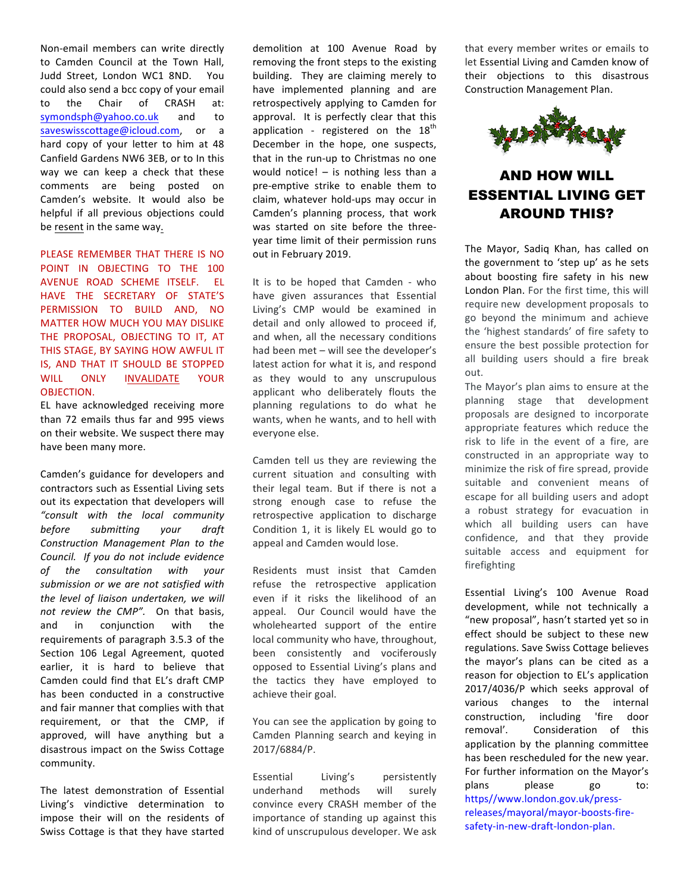Non-email members can write directly to Camden Council at the Town Hall, Judd Street, London WC1 8ND. You could also send a bcc copy of your email to the Chair of CRASH at: symondsph@yahoo.co.uk and to saveswisscottage@icloud.com, or a hard copy of your letter to him at 48 Canfield Gardens NW6 3EB, or to In this way we can keep a check that these comments are being posted on Camden's website. It would also be helpful if all previous objections could be resent in the same way.

PLEASE REMEMBER THAT THERE IS NO POINT IN OBJECTING TO THE 100 AVENUE ROAD SCHEME ITSELF. EL HAVE THE SECRETARY OF STATE'S PERMISSION TO BUILD AND, NO MATTER HOW MUCH YOU MAY DISLIKE THE PROPOSAL, OBJECTING TO IT, AT THIS STAGE, BY SAYING HOW AWFUL IT IS, AND THAT IT SHOULD BE STOPPED WILL ONLY INVALIDATE YOUR OBJECTION.

EL have acknowledged receiving more than 72 emails thus far and 995 views on their website. We suspect there may have been many more.

Camden's guidance for developers and contractors such as Essential Living sets out its expectation that developers will *"consult with the local community before submitting your draft Construction Management Plan to the Council. If you do not include evidence of the consultation with your submission or we are not satisfied with the level of liaison undertaken, we will not review the CMP".* On that basis, and in conjunction with the requirements of paragraph 3.5.3 of the Section 106 Legal Agreement, quoted earlier, it is hard to believe that Camden could find that EL's draft CMP has been conducted in a constructive and fair manner that complies with that requirement, or that the CMP, if approved, will have anything but a disastrous impact on the Swiss Cottage community.

The latest demonstration of Essential Living's vindictive determination to impose their will on the residents of Swiss Cottage is that they have started demolition at 100 Avenue Road by removing the front steps to the existing building. They are claiming merely to have implemented planning and are retrospectively applying to Camden for approval. It is perfectly clear that this application - registered on the 18th December in the hope, one suspects, that in the run-up to Christmas no one would notice! – is nothing less than a pre-emptive strike to enable them to claim, whatever hold-ups may occur in Camden's planning process, that work was started on site before the three-year time limit of their permission runs out in February 2019.

It is to be hoped that Camden - who have given assurances that Essential Living's CMP would be examined in detail and only allowed to proceed if, and when, all the necessary conditions had been met – will see the developer's latest action for what it is, and respond as they would to any unscrupulous applicant who deliberately flouts the planning regulations to do what he wants, when he wants, and to hell with everyone else.

Camden tell us they are reviewing the current situation and consulting with their legal team. But if there is not a strong enough case to refuse the retrospective application to discharge Condition 1, it is likely EL would go to appeal and Camden would lose.

Residents must insist that Camden refuse the retrospective application even if it risks the likelihood of an appeal. Our Council would have the wholehearted support of the entire local community who have, throughout, been consistently and vociferously opposed to Essential Living's plans and the tactics they have employed to achieve their goal.

You can see the application by going to Camden Planning search and keying in 2017/6884/P.

Essential Living's persistently underhand methods will surely convince every CRASH member of the importance of standing up against this kind of unscrupulous developer. We ask that every member writes or emails to let Essential Living and Camden know of their objections to this disastrous Construction Management Plan.

## AND HOW WILL ESSENTIAL LIVING GET AROUND THIS?

The Mayor, Sadiq Khan, has called on the government to 'step up' as he sets about boosting fire safety in his new London Plan. For the first time, this will require new development proposals to go beyond the minimum and achieve the 'highest standards' of fire safety to ensure the best possible protection for all building users should a fire break out.

The Mayor's plan aims to ensure at the planning stage that development proposals are designed to incorporate appropriate features which reduce the risk to life in the event of a fire, are constructed in an appropriate way to minimize the risk of fire spread, provide suitable and convenient means of escape for all building users and adopt a robust strategy for evacuation in which all building users can have confidence, and that they provide suitable access and equipment for firefighting

Essential Living's 100 Avenue Road development, while not technically a "new proposal", hasn't started yet so in effect should be subject to these new regulations. Save Swiss Cottage believes the mayor's plans can be cited as a reason for objection to EL's application 2017/4036/P which seeks approval of various changes to the internal construction, including 'fire door removal'. Consideration of this application by the planning committee has been rescheduled for the new year. For further information on the Mayor's plans please go to: https//www.london.gov.uk/press-releases/mayoral/mayor-boosts-fire-safety-in-new-draft-london-plan.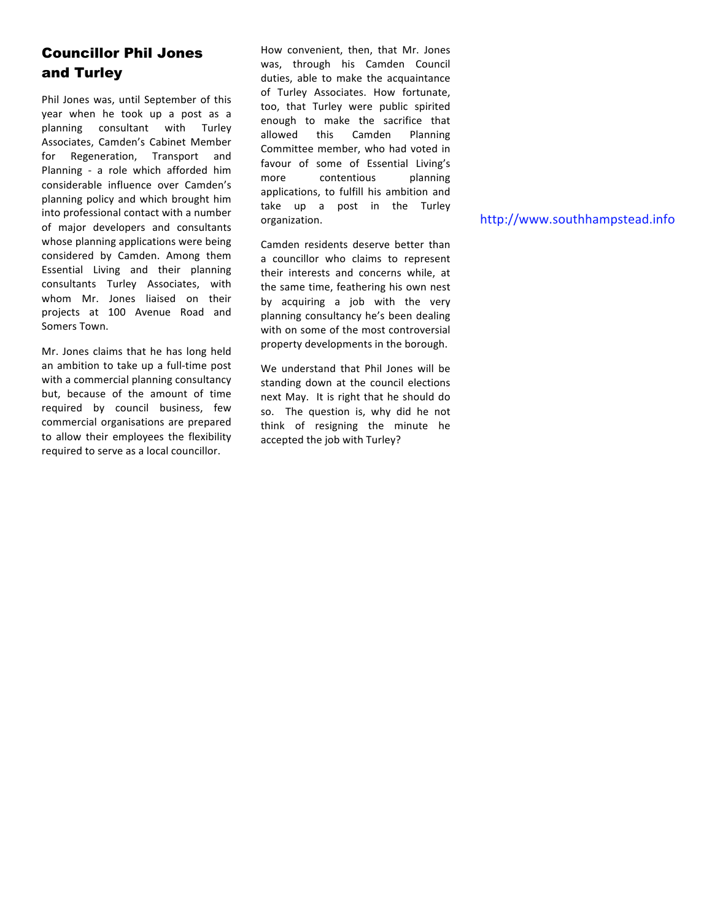## Councillor Phil Jones and Turley

Phil Jones was, until September of this year when he took up a post as a planning consultant with Turley Associates, Camden's Cabinet Member for Regeneration, Transport and Planning - a role which afforded him considerable influence over Camden's planning policy and which brought him into professional contact with a number of major developers and consultants whose planning applications were being considered by Camden. Among them Essential Living and their planning consultants Turley Associates, with whom Mr. Jones liaised on their projects at 100 Avenue Road and Somers Town.

Mr. Jones claims that he has long held an ambition to take up a full-time post with a commercial planning consultancy but, because of the amount of time required by council business, few commercial organisations are prepared to allow their employees the flexibility required to serve as a local councillor.

How convenient, then, that Mr. Jones was, through his Camden Council duties, able to make the acquaintance of Turley Associates. How fortunate, too, that Turley were public spirited enough to make the sacrifice that allowed this Camden Planning Committee member, who had voted in favour of some of Essential Living's more contentious planning applications, to fulfill his ambition and take up a post in the Turley organization.

Camden residents deserve better than a councillor who claims to represent their interests and concerns while, at the same time, feathering his own nest by acquiring a job with the very planning consultancy he's been dealing with on some of the most controversial property developments in the borough.

We understand that Phil Jones will be standing down at the council elections next May. It is right that he should do so. The question is, why did he not think of resigning the minute he accepted the job with Turley?

http://www.southhampstead.info